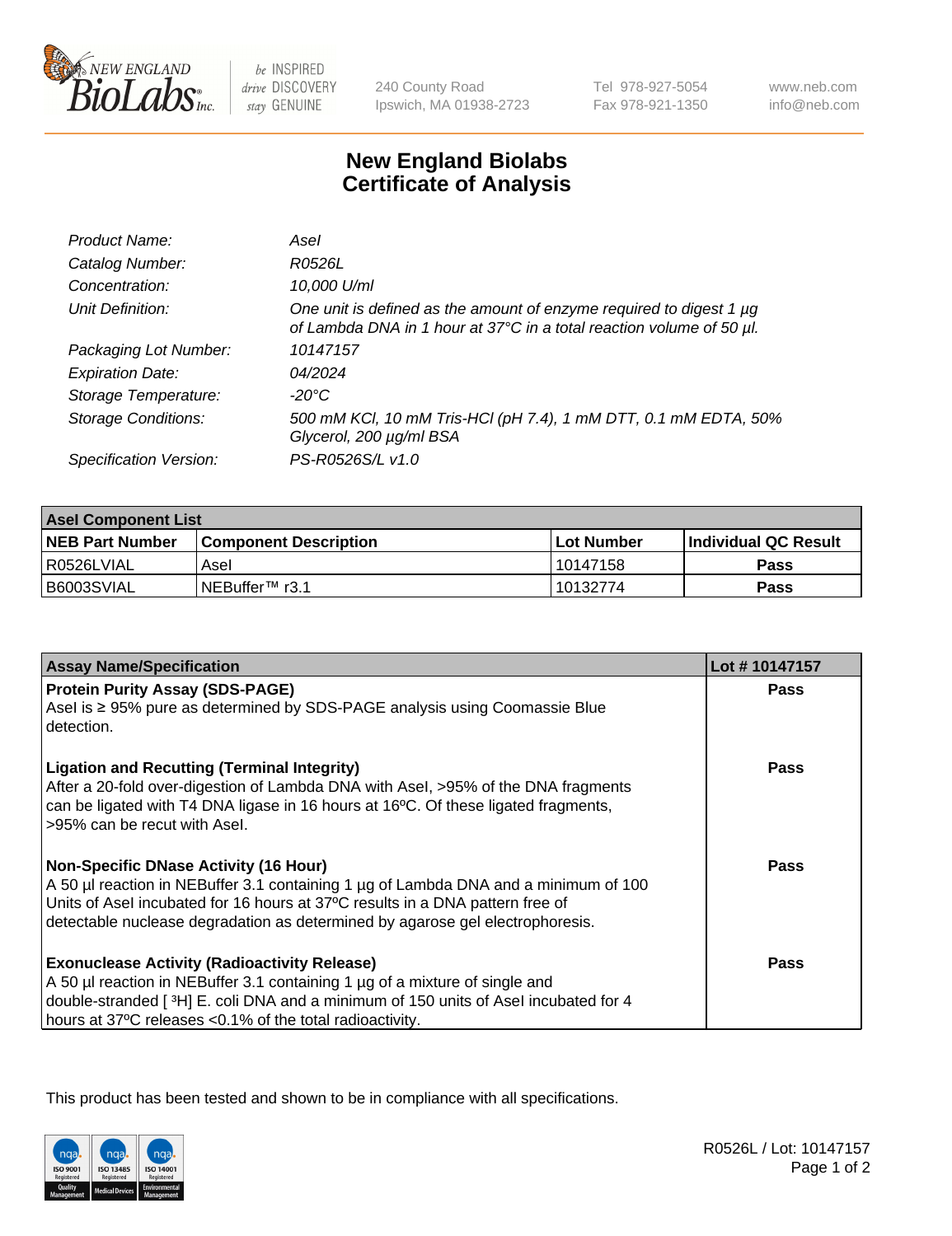# New England Biolabs Certificate of Analysis

| | |
|---|---|
| *Product Name:* | *AseI* |
| *Catalog Number:* | *R0526L* |
| *Concentration:* | *10,000 U/ml* |
| *Unit Definition:* | *One unit is defined as the amount of enzyme required to digest 1 µg of Lambda DNA in 1 hour at 37°C in a total reaction volume of 50 µl.* |
| *Packaging Lot Number:* | *10147157* |
| *Expiration Date:* | *04/2024* |
| *Storage Temperature:* | *-20°C* |
| *Storage Conditions:* | *500 mM KCl, 10 mM Tris-HCl (pH 7.4), 1 mM DTT, 0.1 mM EDTA, 50% Glycerol, 200 µg/ml BSA* |
| *Specification Version:* | *PS-R0526S/L v1.0* |

| AseI Component List | | | |
|---|---|---|---|
| **NEB Part Number** | **Component Description** | **Lot Number** | **Individual QC Result** |
| R0526LVIAL | AseI | 10147158 | **Pass** |
| B6003SVIAL | NEBuffer™ r3.1 | 10132774 | **Pass** |

| Assay Name/Specification | Lot # 10147157 |
|---|---|
| **Protein Purity Assay (SDS-PAGE)**<br>AseI is ≥ 95% pure as determined by SDS-PAGE analysis using Coomassie Blue detection. | **Pass** |
| **Ligation and Recutting (Terminal Integrity)**<br>After a 20-fold over-digestion of Lambda DNA with AseI, >95% of the DNA fragments can be ligated with T4 DNA ligase in 16 hours at 16ºC. Of these ligated fragments, >95% can be recut with AseI. | **Pass** |
| **Non-Specific DNase Activity (16 Hour)**<br>A 50 µl reaction in NEBuffer 3.1 containing 1 µg of Lambda DNA and a minimum of 100 Units of AseI incubated for 16 hours at 37ºC results in a DNA pattern free of detectable nuclease degradation as determined by agarose gel electrophoresis. | **Pass** |
| **Exonuclease Activity (Radioactivity Release)**<br>A 50 µl reaction in NEBuffer 3.1 containing 1 µg of a mixture of single and double-stranded [ $^3$H] E. coli DNA and a minimum of 150 units of AseI incubated for 4 hours at 37ºC releases <0.1% of the total radioactivity. | **Pass** |

This product has been tested and shown to be in compliance with all specifications.

R0526L / Lot: 10147157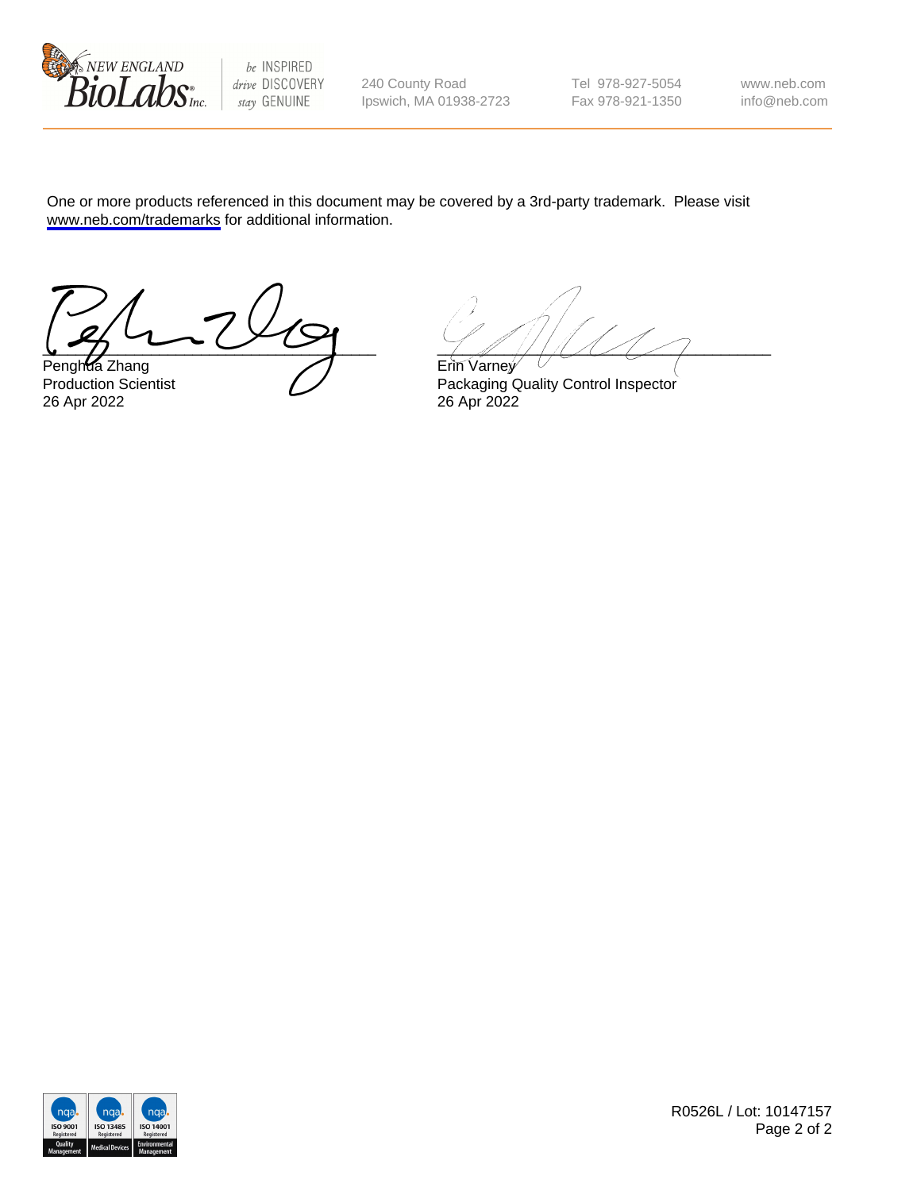One or more products referenced in this document may be covered by a 3rd-party trademark. Please visit www.neb.com/trademarks for additional information.

Penghua Zhang
Production Scientist
26 Apr 2022

Erin Varney
Packaging Quality Control Inspector
26 Apr 2022

R0526L / Lot: 10147157